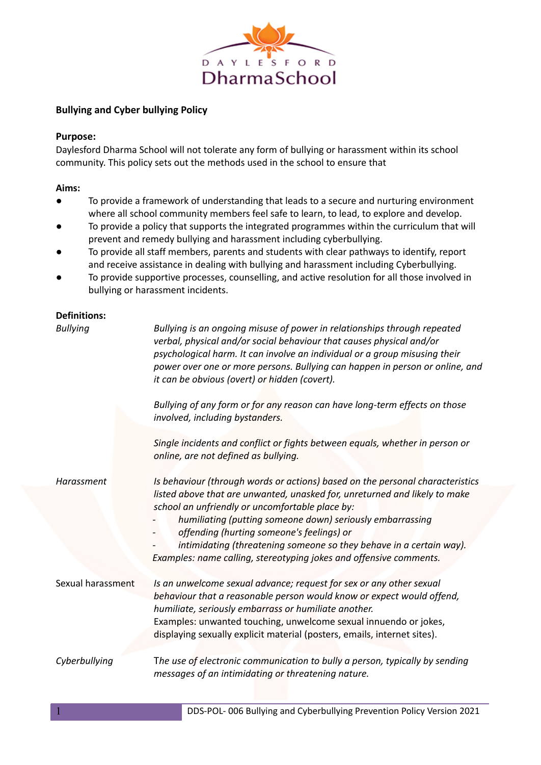DAYLESFORD DharmaSchool

**Bullying and Cyber bullying Policy**

**Purpose:**
Daylesford Dharma School will not tolerate any form of bullying or harassment within its school community. This policy sets out the methods used in the school to ensure that

**Aims:**

- To provide a framework of understanding that leads to a secure and nurturing environment where all school community members feel safe to learn, to lead, to explore and develop.
- To provide a policy that supports the integrated programmes within the curriculum that will prevent and remedy bullying and harassment including cyberbullying.
- To provide all staff members, parents and students with clear pathways to identify, report and receive assistance in dealing with bullying and harassment including Cyberbullying.
- To provide supportive processes, counselling, and active resolution for all those involved in bullying or harassment incidents.

**Definitions:**

*Bullying*

*Bullying is an ongoing misuse of power in relationships through repeated verbal, physical and/or social behaviour that causes physical and/or psychological harm. It can involve an individual or a group misusing their power over one or more persons. Bullying can happen in person or online, and it can be obvious (overt) or hidden (covert).*

*Bullying of any form or for any reason can have long-term effects on those involved, including bystanders.*

*Single incidents and conflict or fights between equals, whether in person or online, are not defined as bullying.*

*Harassment*

*Is behaviour (through words or actions) based on the personal characteristics listed above that are unwanted, unasked for, unreturned and likely to make school an unfriendly or uncomfortable place by:*

- *humiliating (putting someone down) seriously embarrassing*
- *offending (hurting someone's feelings) or*
- *intimidating (threatening someone so they behave in a certain way).*

*Examples: name calling, stereotyping jokes and offensive comments.*

Sexual harassment

*Is an unwelcome sexual advance; request for sex or any other sexual behaviour that a reasonable person would know or expect would offend, humiliate, seriously embarrass or humiliate another.*
Examples: unwanted touching, unwelcome sexual innuendo or jokes, displaying sexually explicit material (posters, emails, internet sites).

*Cyberbullying*

*The use of electronic communication to bully a person, typically by sending messages of an intimidating or threatening nature.*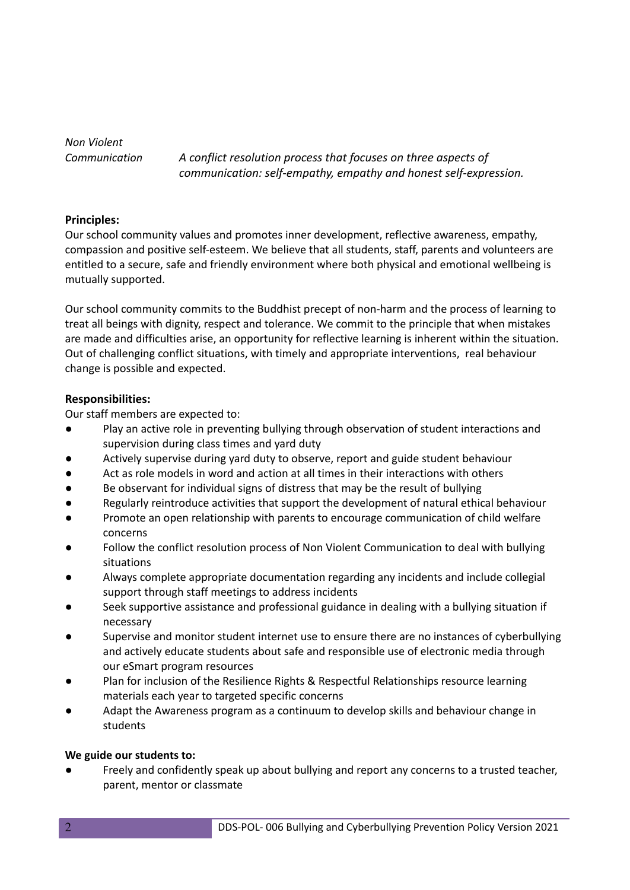| | |
|---|---|
| *Non Violent Communication* | *A conflict resolution process that focuses on three aspects of communication: self-empathy, empathy and honest self-expression.* |

**Principles:**

Our school community values and promotes inner development, reflective awareness, empathy, compassion and positive self-esteem. We believe that all students, staff, parents and volunteers are entitled to a secure, safe and friendly environment where both physical and emotional wellbeing is mutually supported.

Our school community commits to the Buddhist precept of non-harm and the process of learning to treat all beings with dignity, respect and tolerance. We commit to the principle that when mistakes are made and difficulties arise, an opportunity for reflective learning is inherent within the situation. Out of challenging conflict situations, with timely and appropriate interventions, real behaviour change is possible and expected.

**Responsibilities:**

Our staff members are expected to:

- Play an active role in preventing bullying through observation of student interactions and supervision during class times and yard duty
- Actively supervise during yard duty to observe, report and guide student behaviour
- Act as role models in word and action at all times in their interactions with others
- Be observant for individual signs of distress that may be the result of bullying
- Regularly reintroduce activities that support the development of natural ethical behaviour
- Promote an open relationship with parents to encourage communication of child welfare concerns
- Follow the conflict resolution process of Non Violent Communication to deal with bullying situations
- Always complete appropriate documentation regarding any incidents and include collegial support through staff meetings to address incidents
- Seek supportive assistance and professional guidance in dealing with a bullying situation if necessary
- Supervise and monitor student internet use to ensure there are no instances of cyberbullying and actively educate students about safe and responsible use of electronic media through our eSmart program resources
- Plan for inclusion of the Resilience Rights & Respectful Relationships resource learning materials each year to targeted specific concerns
- Adapt the Awareness program as a continuum to develop skills and behaviour change in students

**We guide our students to:**

- Freely and confidently speak up about bullying and report any concerns to a trusted teacher, parent, mentor or classmate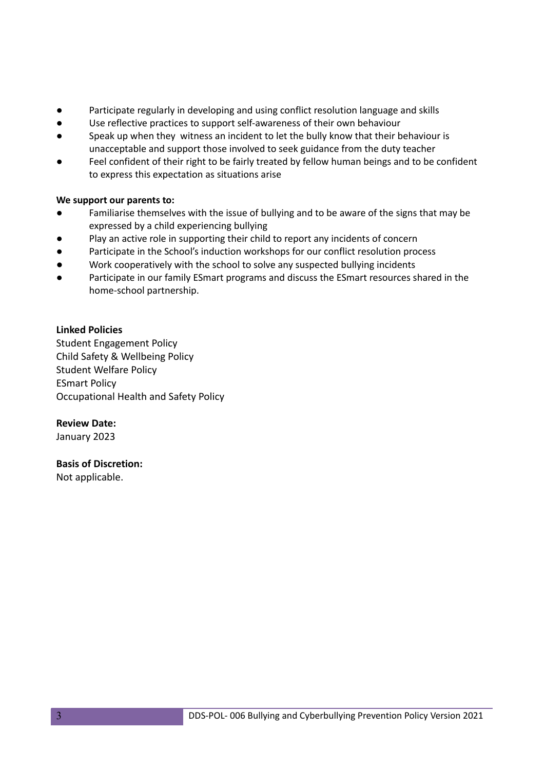- Participate regularly in developing and using conflict resolution language and skills
- Use reflective practices to support self-awareness of their own behaviour
- Speak up when they  witness an incident to let the bully know that their behaviour is unacceptable and support those involved to seek guidance from the duty teacher
- Feel confident of their right to be fairly treated by fellow human beings and to be confident to express this expectation as situations arise

**We support our parents to:**

- Familiarise themselves with the issue of bullying and to be aware of the signs that may be expressed by a child experiencing bullying
- Play an active role in supporting their child to report any incidents of concern
- Participate in the School's induction workshops for our conflict resolution process
- Work cooperatively with the school to solve any suspected bullying incidents
- Participate in our family ESmart programs and discuss the ESmart resources shared in the home-school partnership.

**Linked Policies**

Student Engagement Policy
Child Safety & Wellbeing Policy
Student Welfare Policy
ESmart Policy
Occupational Health and Safety Policy

**Review Date:**

January 2023

**Basis of Discretion:**

Not applicable.